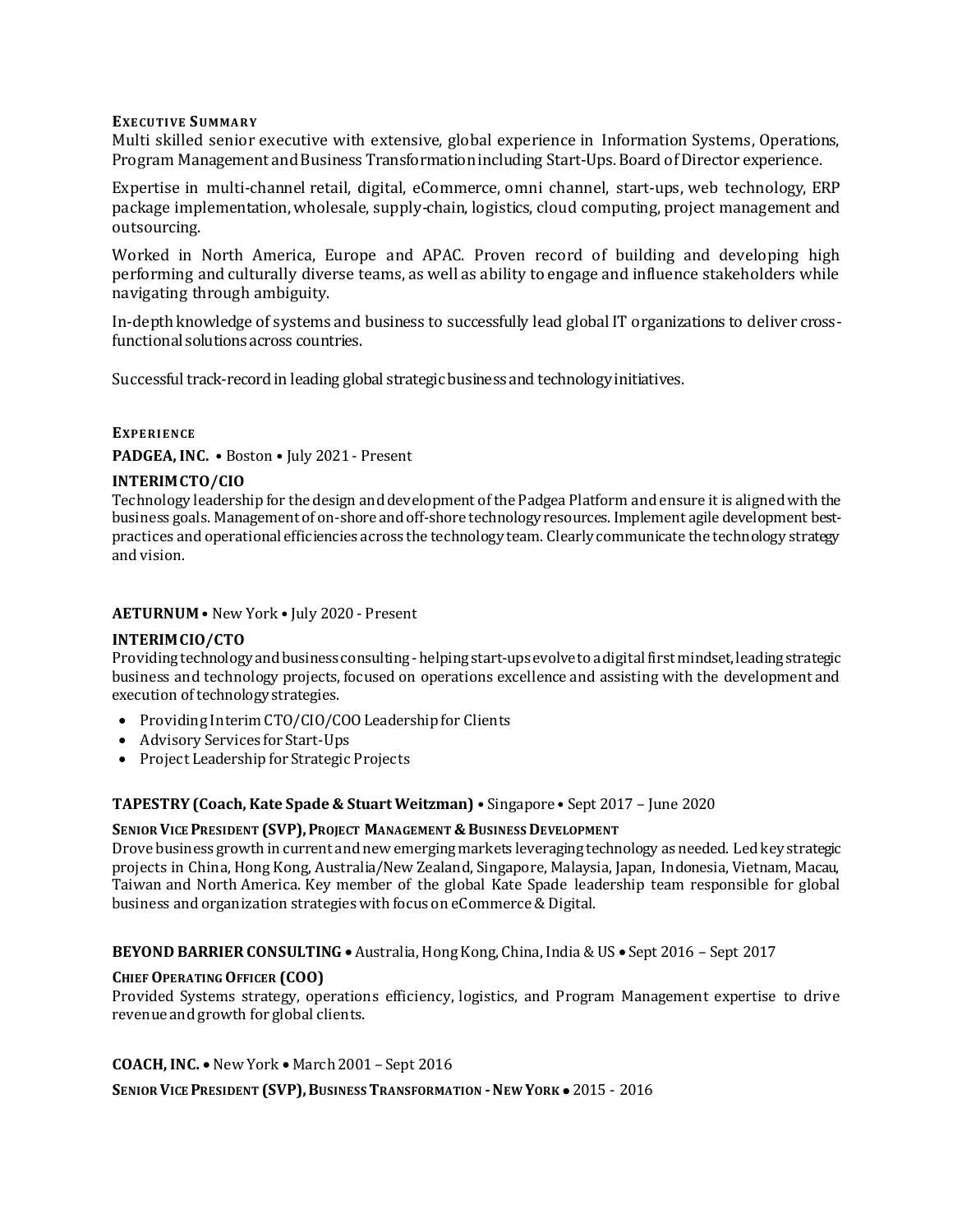## EXECUTIVE SUMMARY

Multi skilled senior executive with extensive, global experience in Information Systems, Operations, Program Management and Business Transformation including Start-Ups. Board of Director experience.

Expertise in multi-channel retail, digital, eCommerce, omni channel, start-ups, web technology, ERP package implementation, wholesale, supply-chain, logistics, cloud computing, project management and outsourcing.

Worked in North America, Europe and APAC. Proven record of building and developing high performing and culturally diverse teams, as well as ability to engage and influence stakeholders while navigating through ambiguity.

In-depth knowledge of systems and business to successfully lead global IT organizations to deliver cross-functional solutions across countries.

Successful track-record in leading global strategic business and technology initiatives.

## EXPERIENCE

**PADGEA, INC.** • Boston • July 2021 - Present

### INTERIM CTO/CIO

Technology leadership for the design and development of the Padgea Platform and ensure it is aligned with the business goals. Management of on-shore and off-shore technology resources. Implement agile development best-practices and operational efficiencies across the technology team. Clearly communicate the technology strategy and vision.

**AETURNUM** • New York • July 2020 - Present

### INTERIM CIO/CTO

Providing technology and business consulting - helping start-ups evolve to a digital first mindset, leading strategic business and technology projects, focused on operations excellence and assisting with the development and execution of technology strategies.

- Providing Interim CTO/CIO/COO Leadership for Clients
- Advisory Services for Start-Ups
- Project Leadership for Strategic Projects

**TAPESTRY (Coach, Kate Spade & Stuart Weitzman)** • Singapore • Sept 2017 – June 2020

### SENIOR VICE PRESIDENT (SVP), PROJECT MANAGEMENT & BUSINESS DEVELOPMENT

Drove business growth in current and new emerging markets leveraging technology as needed. Led key strategic projects in China, Hong Kong, Australia/New Zealand, Singapore, Malaysia, Japan, Indonesia, Vietnam, Macau, Taiwan and North America. Key member of the global Kate Spade leadership team responsible for global business and organization strategies with focus on eCommerce & Digital.

**BEYOND BARRIER CONSULTING** • Australia, Hong Kong, China, India & US • Sept 2016 – Sept 2017

### CHIEF OPERATING OFFICER (COO)

Provided Systems strategy, operations efficiency, logistics, and Program Management expertise to drive revenue and growth for global clients.

**COACH, INC.** • New York • March 2001 – Sept 2016

### SENIOR VICE PRESIDENT (SVP), BUSINESS TRANSFORMATION - NEW YORK • 2015 - 2016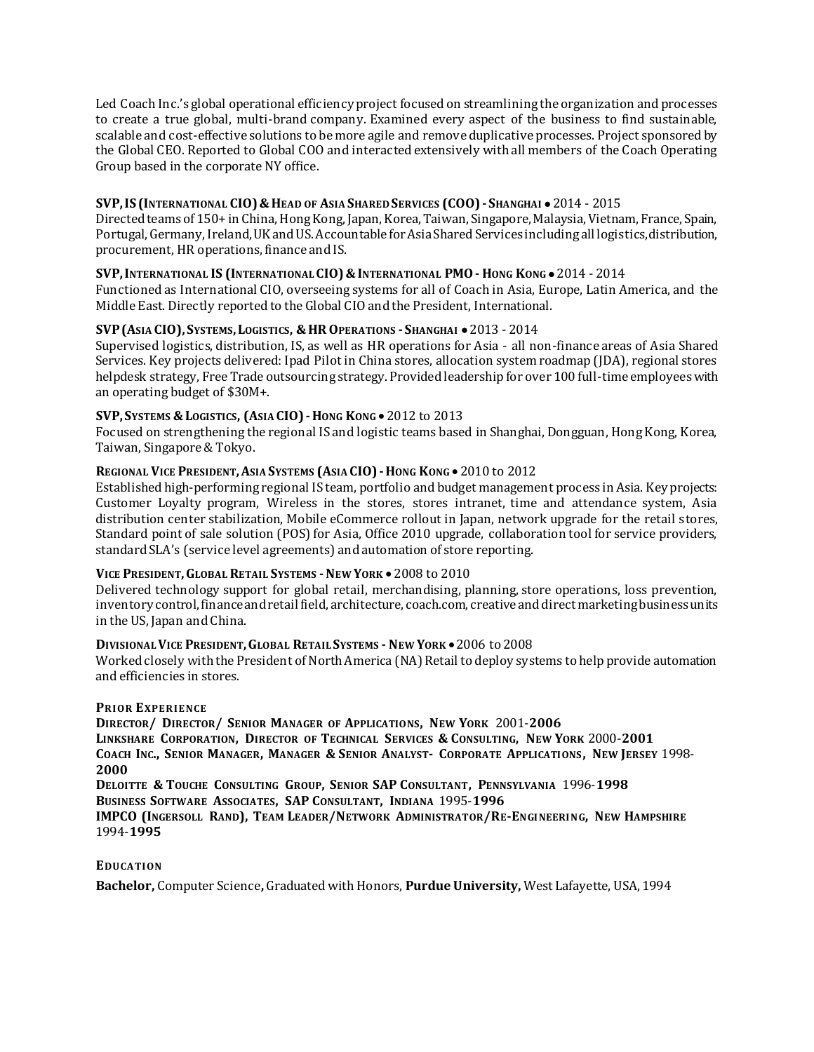Led Coach Inc.'s global operational efficiency project focused on streamlining the organization and processes to create a true global, multi-brand company. Examined every aspect of the business to find sustainable, scalable and cost-effective solutions to be more agile and remove duplicative processes. Project sponsored by the Global CEO. Reported to Global COO and interacted extensively with all members of the Coach Operating Group based in the corporate NY office.

**SVP, IS (International CIO) & Head of Asia Shared Services (COO) - Shanghai** • 2014 - 2015
Directed teams of 150+ in China, Hong Kong, Japan, Korea, Taiwan, Singapore, Malaysia, Vietnam, France, Spain, Portugal, Germany, Ireland, UK and US. Accountable for Asia Shared Services including all logistics, distribution, procurement, HR operations, finance and IS.

**SVP, International IS (International CIO) & International PMO - Hong Kong** • 2014 - 2014
Functioned as International CIO, overseeing systems for all of Coach in Asia, Europe, Latin America, and the Middle East. Directly reported to the Global CIO and the President, International.

**SVP (Asia CIO), Systems, Logistics, & HR Operations - Shanghai** • 2013 - 2014
Supervised logistics, distribution, IS, as well as HR operations for Asia - all non-finance areas of Asia Shared Services. Key projects delivered: Ipad Pilot in China stores, allocation system roadmap (JDA), regional stores helpdesk strategy, Free Trade outsourcing strategy. Provided leadership for over 100 full-time employees with an operating budget of $30M+.

**SVP, Systems & Logistics, (Asia CIO) - Hong Kong** • 2012 to 2013
Focused on strengthening the regional IS and logistic teams based in Shanghai, Dongguan, Hong Kong, Korea, Taiwan, Singapore & Tokyo.

**Regional Vice President, Asia Systems (Asia CIO) - Hong Kong** • 2010 to 2012
Established high-performing regional IS team, portfolio and budget management process in Asia. Key projects: Customer Loyalty program, Wireless in the stores, stores intranet, time and attendance system, Asia distribution center stabilization, Mobile eCommerce rollout in Japan, network upgrade for the retail stores, Standard point of sale solution (POS) for Asia, Office 2010 upgrade, collaboration tool for service providers, standard SLA's (service level agreements) and automation of store reporting.

**Vice President, Global Retail Systems - New York** • 2008 to 2010
Delivered technology support for global retail, merchandising, planning, store operations, loss prevention, inventory control, finance and retail field, architecture, coach.com, creative and direct marketing business units in the US, Japan and China.

**Divisional Vice President, Global Retail Systems - New York** • 2006 to 2008
Worked closely with the President of North America (NA) Retail to deploy systems to help provide automation and efficiencies in stores.

**Prior Experience**

**Director/ Director/ Senior Manager of Applications, New York** 2001-**2006**
**Linkshare Corporation, Director of Technical Services & Consulting, New York** 2000-**2001**
**Coach Inc., Senior Manager, Manager & Senior Analyst- Corporate Applications, New Jersey** 1998-**2000**
**Deloitte & Touche Consulting Group, Senior SAP Consultant, Pennsylvania** 1996-**1998**
**Business Software Associates, SAP Consultant, Indiana** 1995-**1996**
**IMPCO (Ingersoll Rand), Team Leader/Network Administrator/Re-Engineering, New Hampshire** 1994-**1995**

**Education**

**Bachelor,** Computer Science**,** Graduated with Honors, **Purdue University,** West Lafayette, USA, 1994